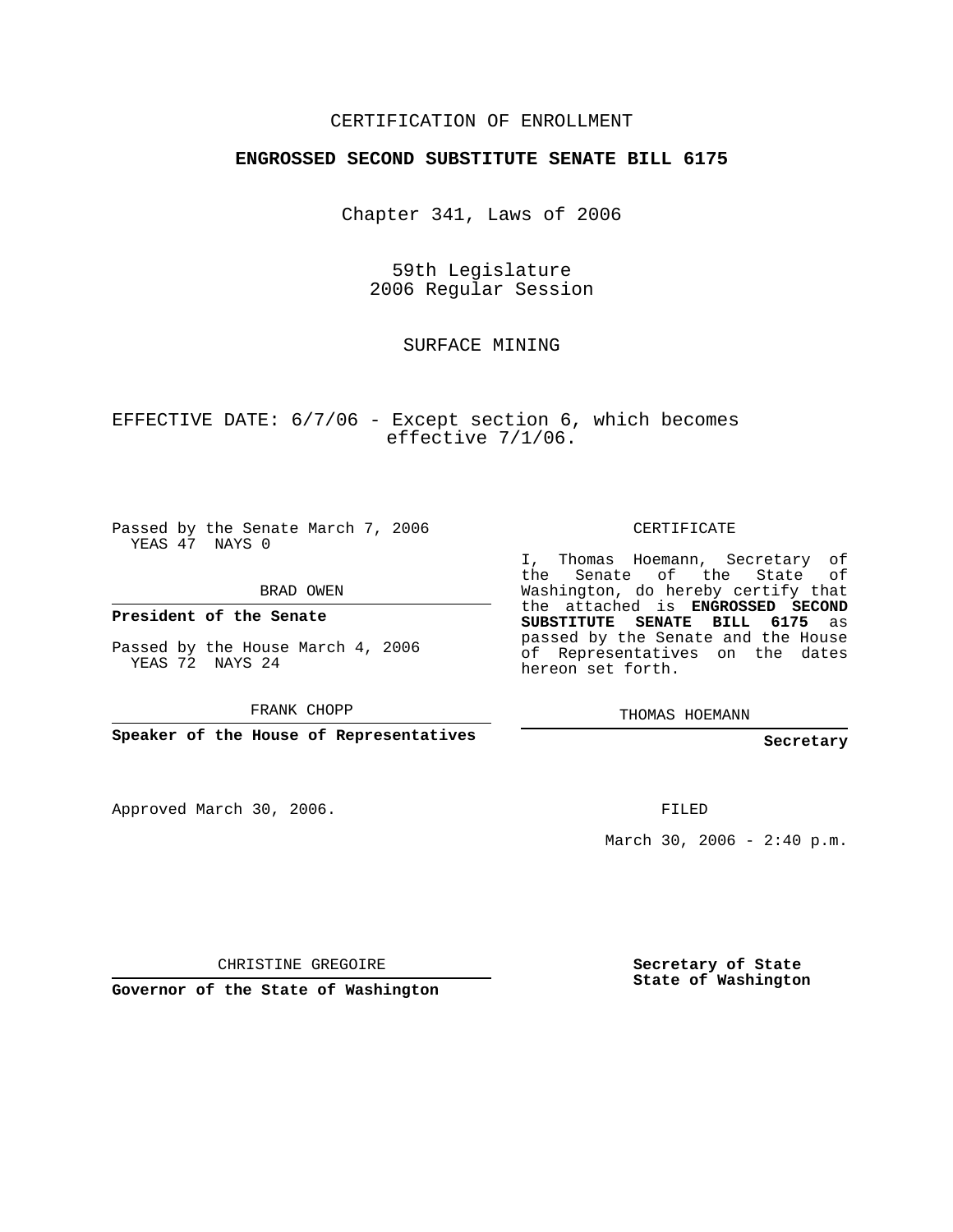CERTIFICATION OF ENROLLMENT

**ENGROSSED SECOND SUBSTITUTE SENATE BILL 6175**

Chapter 341, Laws of 2006

59th Legislature
2006 Regular Session

SURFACE MINING

EFFECTIVE DATE: 6/7/06 - Except section 6, which becomes effective 7/1/06.

Passed by the Senate March 7, 2006
YEAS 47 NAYS 0

BRAD OWEN

**President of the Senate**

Passed by the House March 4, 2006
YEAS 72 NAYS 24

FRANK CHOPP

**Speaker of the House of Representatives**

Approved March 30, 2006.

CHRISTINE GREGOIRE

**Governor of the State of Washington**

CERTIFICATE

I, Thomas Hoemann, Secretary of the Senate of the State of Washington, do hereby certify that the attached is **ENGROSSED SECOND SUBSTITUTE SENATE BILL 6175** as passed by the Senate and the House of Representatives on the dates hereon set forth.

THOMAS HOEMANN

**Secretary**

FILED

March 30, 2006 - 2:40 p.m.

**Secretary of State**
**State of Washington**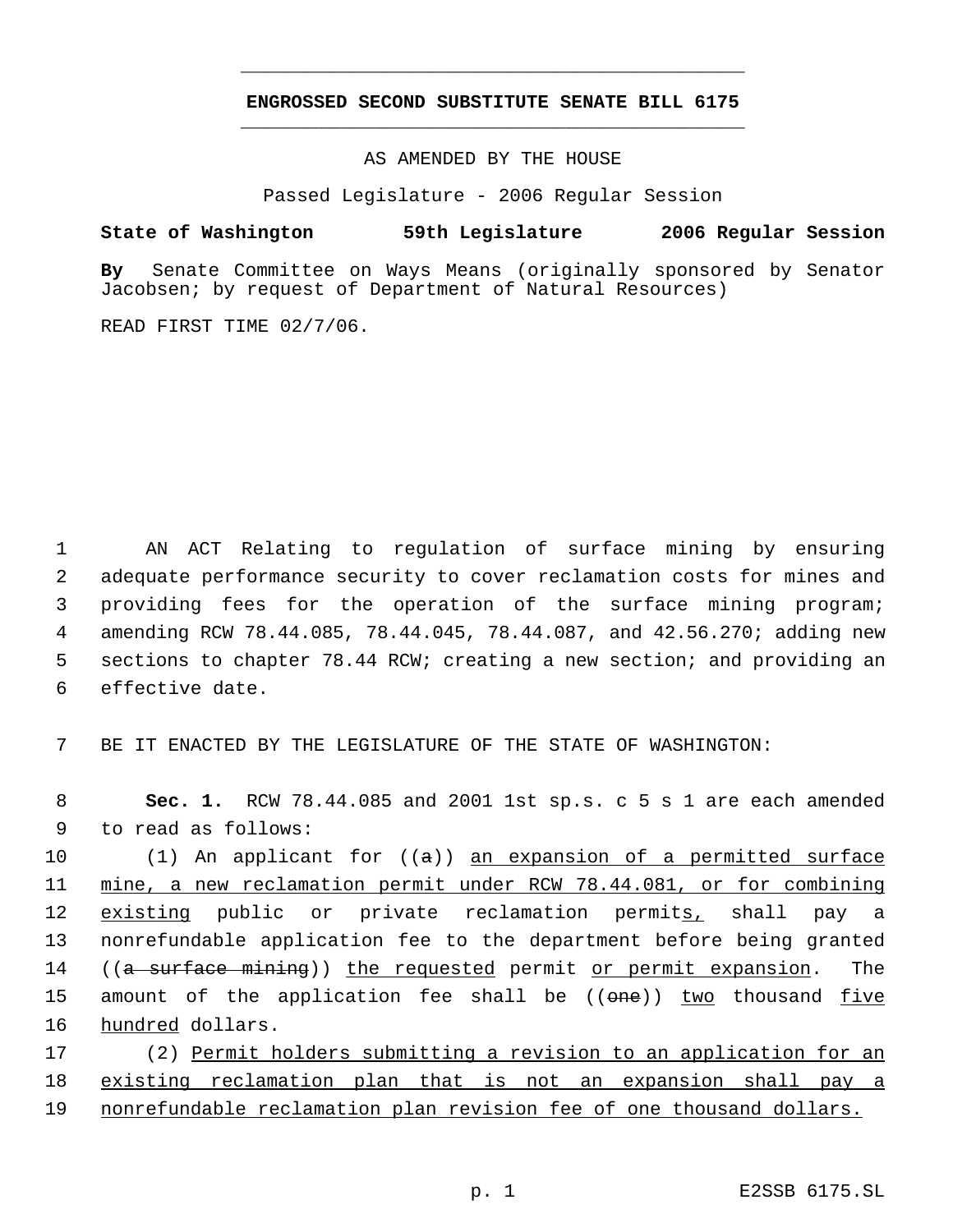**ENGROSSED SECOND SUBSTITUTE SENATE BILL 6175**

AS AMENDED BY THE HOUSE

Passed Legislature - 2006 Regular Session

**State of Washington 59th Legislature 2006 Regular Session**

**By** Senate Committee on Ways Means (originally sponsored by Senator Jacobsen; by request of Department of Natural Resources)

READ FIRST TIME 02/7/06.

AN ACT Relating to regulation of surface mining by ensuring adequate performance security to cover reclamation costs for mines and providing fees for the operation of the surface mining program; amending RCW 78.44.085, 78.44.045, 78.44.087, and 42.56.270; adding new sections to chapter 78.44 RCW; creating a new section; and providing an effective date.

BE IT ENACTED BY THE LEGISLATURE OF THE STATE OF WASHINGTON:

**Sec. 1.** RCW 78.44.085 and 2001 1st sp.s. c 5 s 1 are each amended to read as follows:

(1) An applicant for ((~~a~~)) <u>an expansion of a permitted surface mine, a new reclamation permit under RCW 78.44.081, or for combining existing</u> public or private reclamation permit<u>s,</u> shall pay a nonrefundable application fee to the department before being granted ((~~a surface mining~~)) <u>the requested</u> permit <u>or permit expansion</u>. The amount of the application fee shall be ((~~one~~)) <u>two</u> thousand <u>five hundred</u> dollars.

(2) <u>Permit holders submitting a revision to an application for an existing reclamation plan that is not an expansion shall pay a nonrefundable reclamation plan revision fee of one thousand dollars.</u>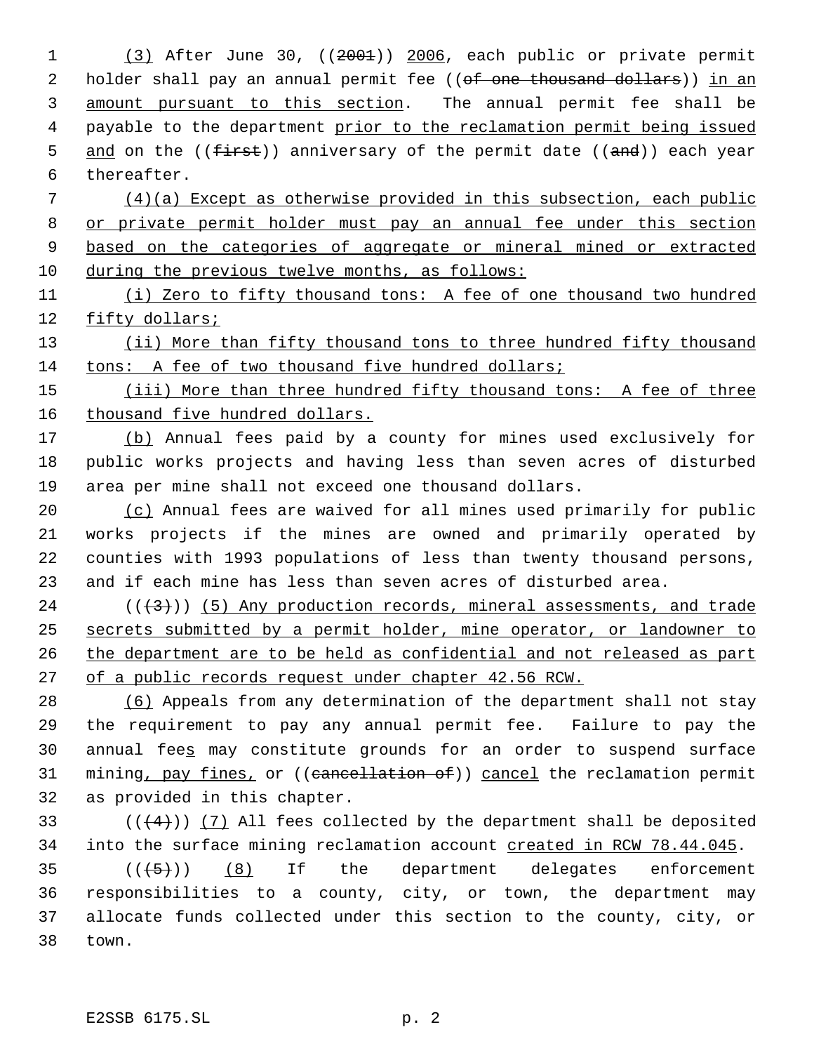(3) After June 30, ((2001)) 2006, each public or private permit holder shall pay an annual permit fee ((of one thousand dollars)) in an amount pursuant to this section. The annual permit fee shall be payable to the department prior to the reclamation permit being issued and on the ((first)) anniversary of the permit date ((and)) each year thereafter.

(4)(a) Except as otherwise provided in this subsection, each public or private permit holder must pay an annual fee under this section based on the categories of aggregate or mineral mined or extracted during the previous twelve months, as follows:

(i) Zero to fifty thousand tons: A fee of one thousand two hundred fifty dollars;

(ii) More than fifty thousand tons to three hundred fifty thousand tons: A fee of two thousand five hundred dollars;

(iii) More than three hundred fifty thousand tons: A fee of three thousand five hundred dollars.

(b) Annual fees paid by a county for mines used exclusively for public works projects and having less than seven acres of disturbed area per mine shall not exceed one thousand dollars.

(c) Annual fees are waived for all mines used primarily for public works projects if the mines are owned and primarily operated by counties with 1993 populations of less than twenty thousand persons, and if each mine has less than seven acres of disturbed area.

(((3))) (5) Any production records, mineral assessments, and trade secrets submitted by a permit holder, mine operator, or landowner to the department are to be held as confidential and not released as part of a public records request under chapter 42.56 RCW.

(6) Appeals from any determination of the department shall not stay the requirement to pay any annual permit fee. Failure to pay the annual fees may constitute grounds for an order to suspend surface mining, pay fines, or ((cancellation of)) cancel the reclamation permit as provided in this chapter.

(((4))) (7) All fees collected by the department shall be deposited into the surface mining reclamation account created in RCW 78.44.045.

(((5))) (8) If the department delegates enforcement responsibilities to a county, city, or town, the department may allocate funds collected under this section to the county, city, or town.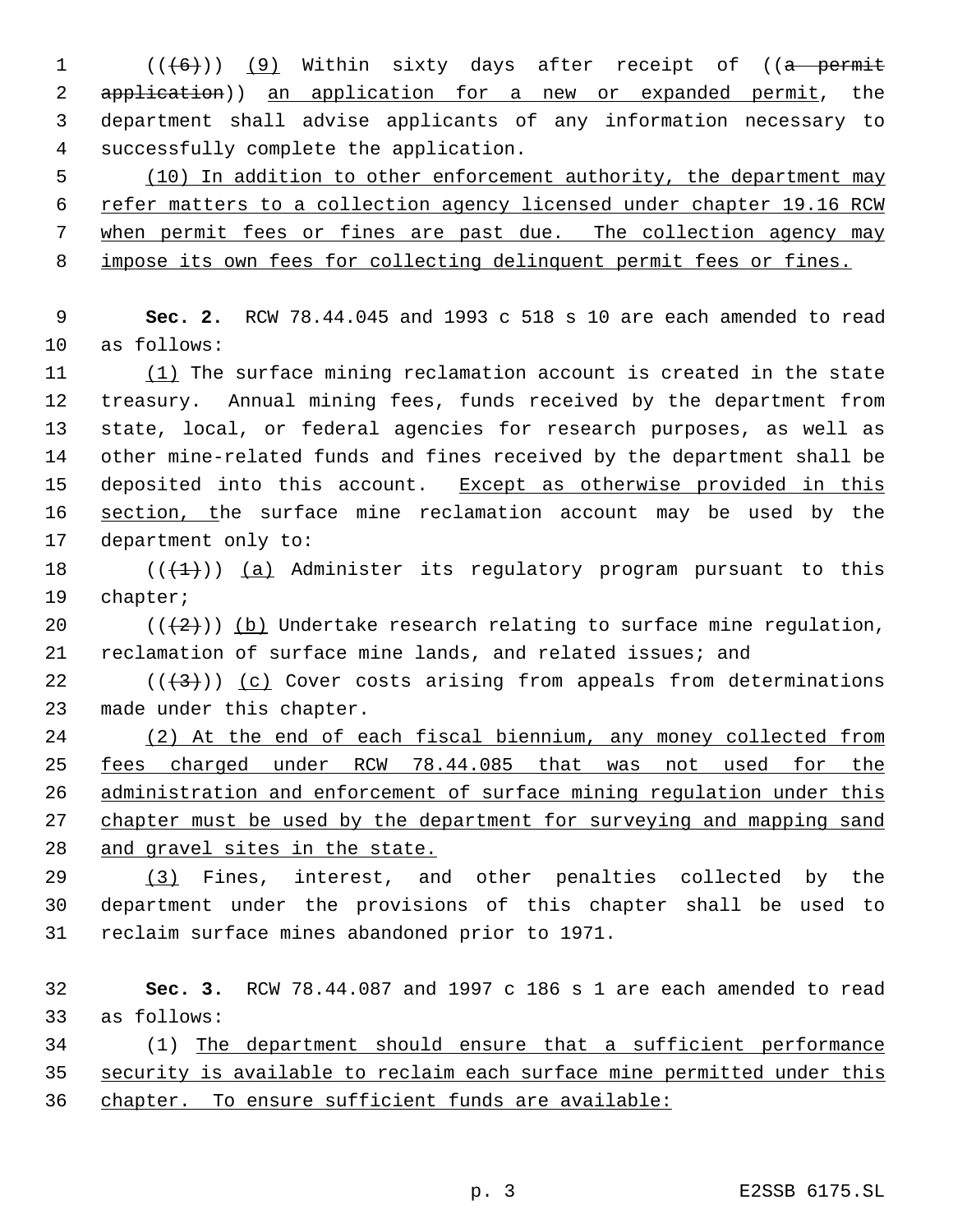((~~(6)~~)) <u>(9)</u> Within sixty days after receipt of ((~~a permit application~~)) <u>an application for a new or expanded permit</u>, the department shall advise applicants of any information necessary to successfully complete the application.

<u>(10) In addition to other enforcement authority, the department may refer matters to a collection agency licensed under chapter 19.16 RCW when permit fees or fines are past due. The collection agency may impose its own fees for collecting delinquent permit fees or fines.</u>

**Sec. 2.** RCW 78.44.045 and 1993 c 518 s 10 are each amended to read as follows:

<u>(1)</u> The surface mining reclamation account is created in the state treasury. Annual mining fees, funds received by the department from state, local, or federal agencies for research purposes, as well as other mine-related funds and fines received by the department shall be deposited into this account. <u>Except as otherwise provided in this section, t</u>he surface mine reclamation account may be used by the department only to:

((~~(1)~~)) <u>(a)</u> Administer its regulatory program pursuant to this chapter;

((~~(2)~~)) <u>(b)</u> Undertake research relating to surface mine regulation, reclamation of surface mine lands, and related issues; and

((~~(3)~~)) <u>(c)</u> Cover costs arising from appeals from determinations made under this chapter.

<u>(2) At the end of each fiscal biennium, any money collected from fees charged under RCW 78.44.085 that was not used for the administration and enforcement of surface mining regulation under this chapter must be used by the department for surveying and mapping sand and gravel sites in the state.</u>

<u>(3)</u> Fines, interest, and other penalties collected by the department under the provisions of this chapter shall be used to reclaim surface mines abandoned prior to 1971.

**Sec. 3.** RCW 78.44.087 and 1997 c 186 s 1 are each amended to read as follows:

(1) <u>The department should ensure that a sufficient performance security is available to reclaim each surface mine permitted under this chapter. To ensure sufficient funds are available:</u>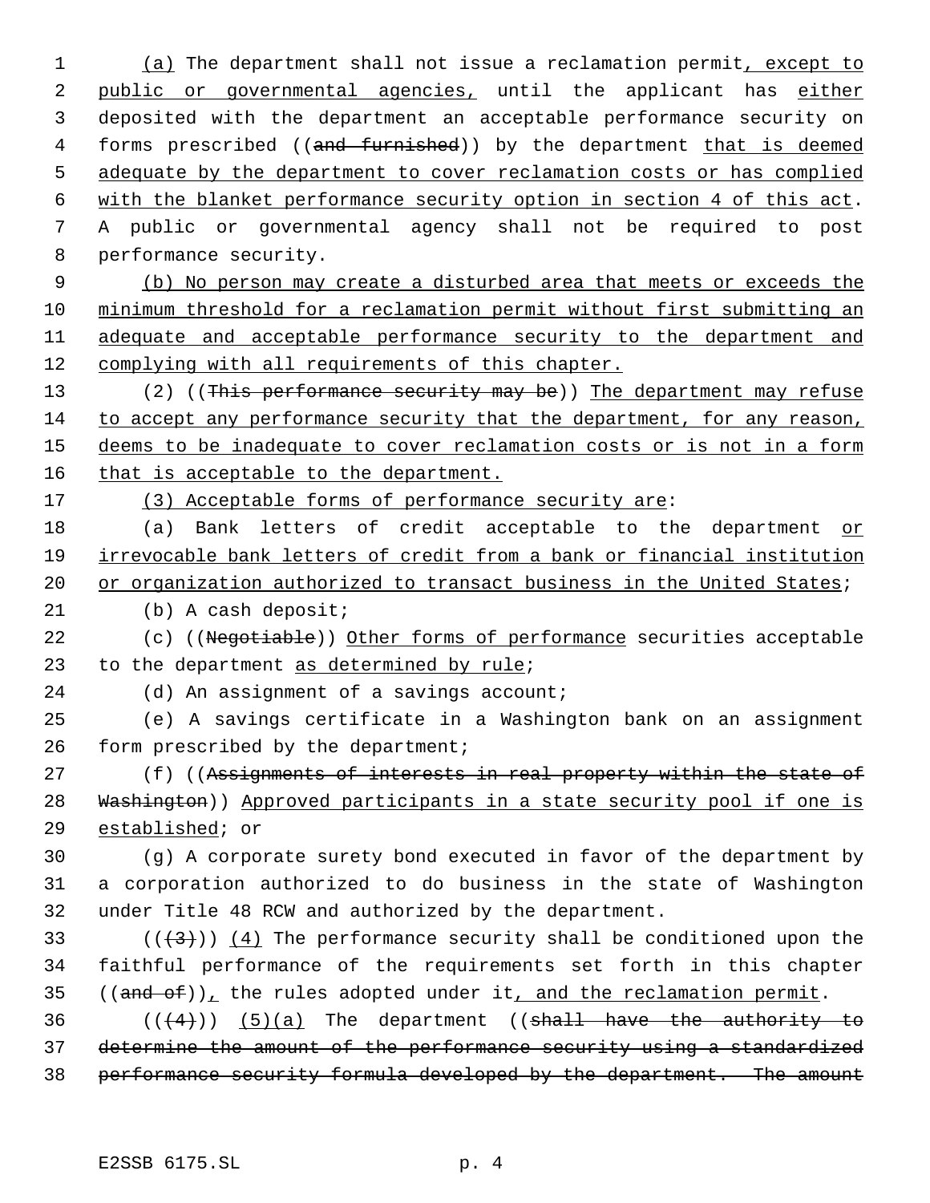(a) The department shall not issue a reclamation permit, except to public or governmental agencies, until the applicant has either deposited with the department an acceptable performance security on forms prescribed ((and furnished)) by the department that is deemed adequate by the department to cover reclamation costs or has complied with the blanket performance security option in section 4 of this act. A public or governmental agency shall not be required to post performance security.

(b) No person may create a disturbed area that meets or exceeds the minimum threshold for a reclamation permit without first submitting an adequate and acceptable performance security to the department and complying with all requirements of this chapter.

(2) ((This performance security may be)) The department may refuse to accept any performance security that the department, for any reason, deems to be inadequate to cover reclamation costs or is not in a form that is acceptable to the department.

(3) Acceptable forms of performance security are:

(a) Bank letters of credit acceptable to the department or irrevocable bank letters of credit from a bank or financial institution or organization authorized to transact business in the United States;

(b) A cash deposit;

(c) ((Negotiable)) Other forms of performance securities acceptable to the department as determined by rule;

(d) An assignment of a savings account;

(e) A savings certificate in a Washington bank on an assignment form prescribed by the department;

(f) ((Assignments of interests in real property within the state of Washington)) Approved participants in a state security pool if one is established; or

(g) A corporate surety bond executed in favor of the department by a corporation authorized to do business in the state of Washington under Title 48 RCW and authorized by the department.

(((3))) (4) The performance security shall be conditioned upon the faithful performance of the requirements set forth in this chapter ((and of)), the rules adopted under it, and the reclamation permit.

(((4))) (5)(a) The department ((shall have the authority to determine the amount of the performance security using a standardized performance security formula developed by the department. The amount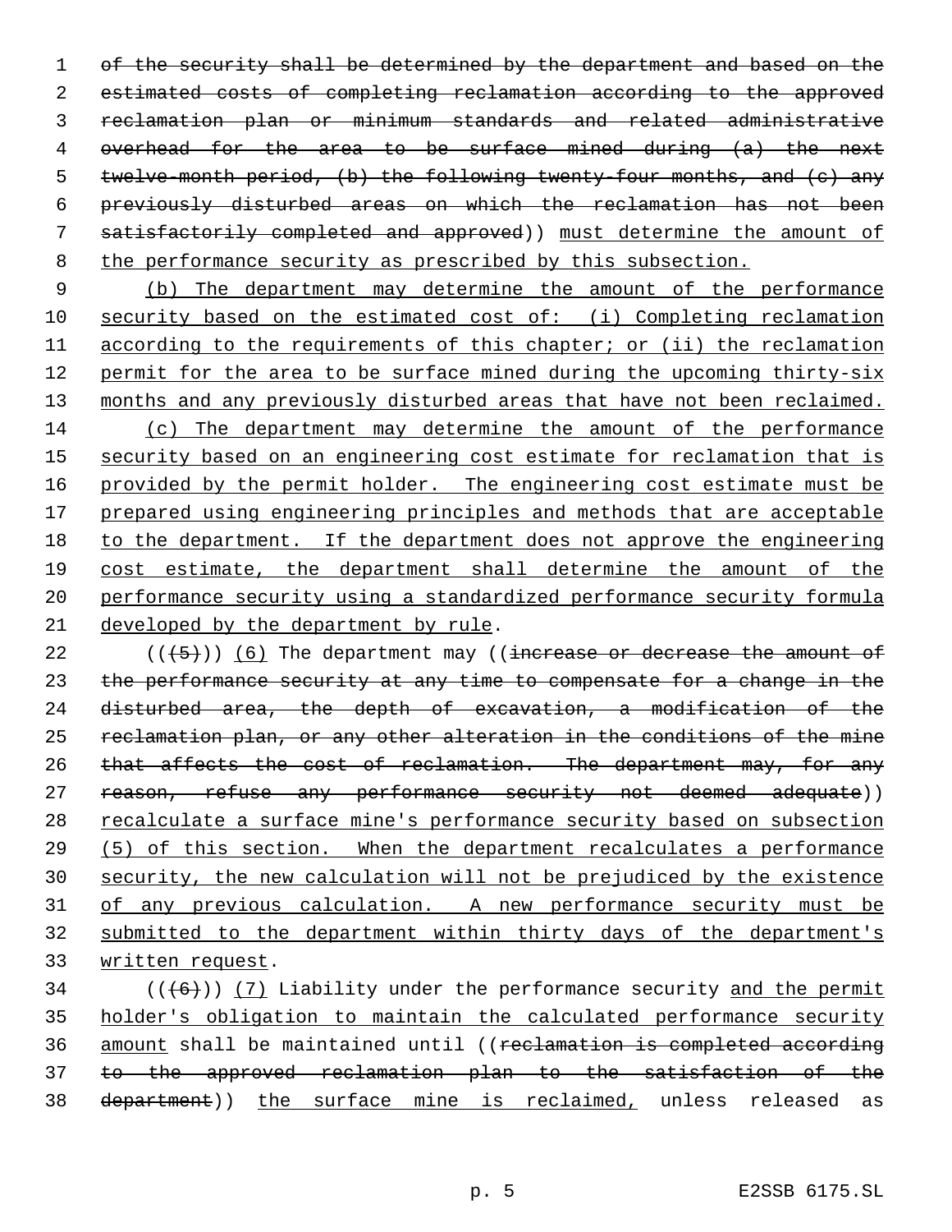of the security shall be determined by the department and based on the estimated costs of completing reclamation according to the approved reclamation plan or minimum standards and related administrative overhead for the area to be surface mined during (a) the next twelve-month period, (b) the following twenty-four months, and (c) any previously disturbed areas on which the reclamation has not been satisfactorily completed and approved)) must determine the amount of the performance security as prescribed by this subsection.

(b) The department may determine the amount of the performance security based on the estimated cost of: (i) Completing reclamation according to the requirements of this chapter; or (ii) the reclamation permit for the area to be surface mined during the upcoming thirty-six months and any previously disturbed areas that have not been reclaimed.

(c) The department may determine the amount of the performance security based on an engineering cost estimate for reclamation that is provided by the permit holder. The engineering cost estimate must be prepared using engineering principles and methods that are acceptable to the department. If the department does not approve the engineering cost estimate, the department shall determine the amount of the performance security using a standardized performance security formula developed by the department by rule.

(((5))) (6) The department may ((increase or decrease the amount of the performance security at any time to compensate for a change in the disturbed area, the depth of excavation, a modification of the reclamation plan, or any other alteration in the conditions of the mine that affects the cost of reclamation. The department may, for any reason, refuse any performance security not deemed adequate)) recalculate a surface mine's performance security based on subsection (5) of this section. When the department recalculates a performance security, the new calculation will not be prejudiced by the existence of any previous calculation. A new performance security must be submitted to the department within thirty days of the department's written request.

(((6))) (7) Liability under the performance security and the permit holder's obligation to maintain the calculated performance security amount shall be maintained until ((reclamation is completed according to the approved reclamation plan to the satisfaction of the department)) the surface mine is reclaimed, unless released as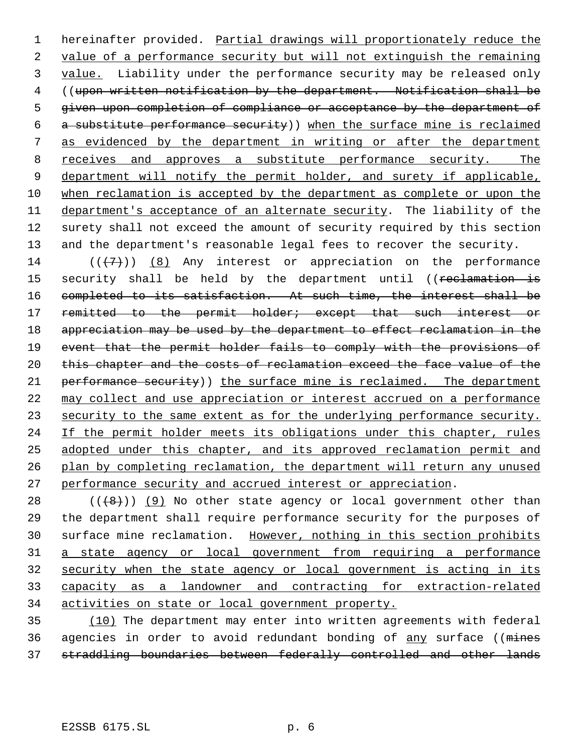hereinafter provided. Partial drawings will proportionately reduce the value of a performance security but will not extinguish the remaining value. Liability under the performance security may be released only ((~~upon written notification by the department. Notification shall be given upon completion of compliance or acceptance by the department of a substitute performance security~~)) when the surface mine is reclaimed as evidenced by the department in writing or after the department receives and approves a substitute performance security. The department will notify the permit holder, and surety if applicable, when reclamation is accepted by the department as complete or upon the department's acceptance of an alternate security. The liability of the surety shall not exceed the amount of security required by this section and the department's reasonable legal fees to recover the security.

((~~(7)~~)) (8) Any interest or appreciation on the performance security shall be held by the department until ((~~reclamation is completed to its satisfaction. At such time, the interest shall be remitted to the permit holder; except that such interest or appreciation may be used by the department to effect reclamation in the event that the permit holder fails to comply with the provisions of this chapter and the costs of reclamation exceed the face value of the performance security~~)) the surface mine is reclaimed. The department may collect and use appreciation or interest accrued on a performance security to the same extent as for the underlying performance security. If the permit holder meets its obligations under this chapter, rules adopted under this chapter, and its approved reclamation permit and plan by completing reclamation, the department will return any unused performance security and accrued interest or appreciation.

((~~(8)~~)) (9) No other state agency or local government other than the department shall require performance security for the purposes of surface mine reclamation. However, nothing in this section prohibits a state agency or local government from requiring a performance security when the state agency or local government is acting in its capacity as a landowner and contracting for extraction-related activities on state or local government property.

(10) The department may enter into written agreements with federal agencies in order to avoid redundant bonding of any surface ((~~mines straddling boundaries between federally controlled and other lands~~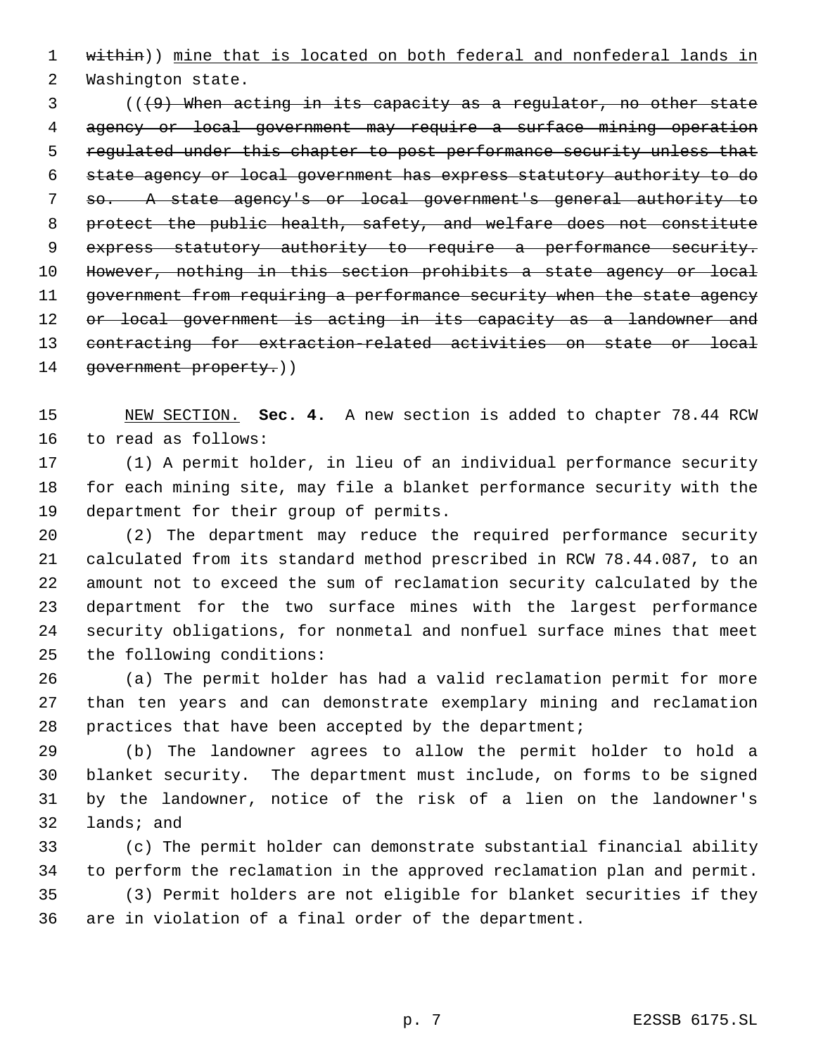~~within~~)) mine that is located on both federal and nonfederal lands in Washington state.

((~~(9) When acting in its capacity as a regulator, no other state agency or local government may require a surface mining operation regulated under this chapter to post performance security unless that state agency or local government has express statutory authority to do so. A state agency's or local government's general authority to protect the public health, safety, and welfare does not constitute express statutory authority to require a performance security. However, nothing in this section prohibits a state agency or local government from requiring a performance security when the state agency or local government is acting in its capacity as a landowner and contracting for extraction-related activities on state or local government property.~~))

NEW SECTION. **Sec. 4.** A new section is added to chapter 78.44 RCW to read as follows:

(1) A permit holder, in lieu of an individual performance security for each mining site, may file a blanket performance security with the department for their group of permits.

(2) The department may reduce the required performance security calculated from its standard method prescribed in RCW 78.44.087, to an amount not to exceed the sum of reclamation security calculated by the department for the two surface mines with the largest performance security obligations, for nonmetal and nonfuel surface mines that meet the following conditions:

(a) The permit holder has had a valid reclamation permit for more than ten years and can demonstrate exemplary mining and reclamation practices that have been accepted by the department;

(b) The landowner agrees to allow the permit holder to hold a blanket security. The department must include, on forms to be signed by the landowner, notice of the risk of a lien on the landowner's lands; and

(c) The permit holder can demonstrate substantial financial ability to perform the reclamation in the approved reclamation plan and permit.

(3) Permit holders are not eligible for blanket securities if they are in violation of a final order of the department.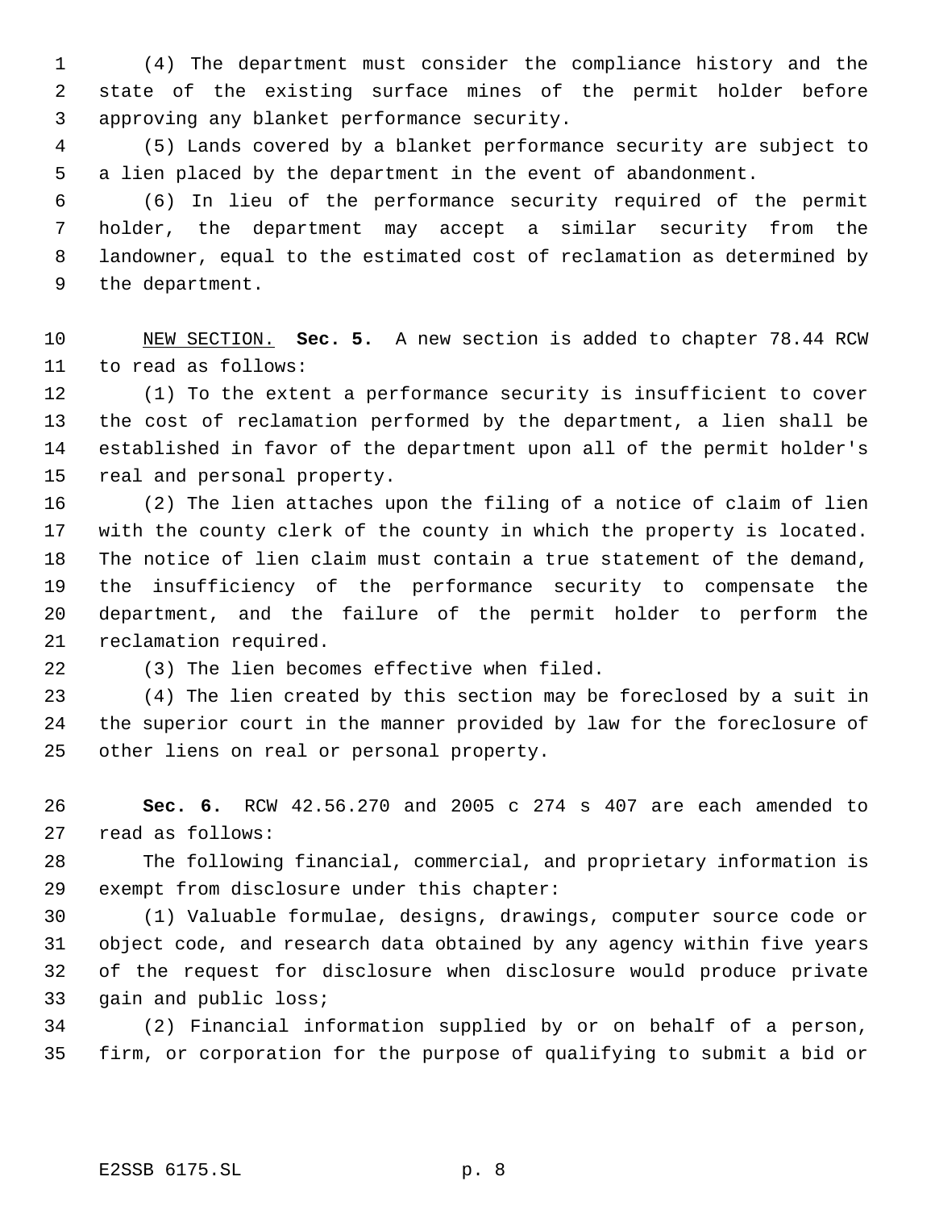(4) The department must consider the compliance history and the state of the existing surface mines of the permit holder before approving any blanket performance security.

(5) Lands covered by a blanket performance security are subject to a lien placed by the department in the event of abandonment.

(6) In lieu of the performance security required of the permit holder, the department may accept a similar security from the landowner, equal to the estimated cost of reclamation as determined by the department.

NEW SECTION. **Sec. 5.** A new section is added to chapter 78.44 RCW to read as follows:

(1) To the extent a performance security is insufficient to cover the cost of reclamation performed by the department, a lien shall be established in favor of the department upon all of the permit holder's real and personal property.

(2) The lien attaches upon the filing of a notice of claim of lien with the county clerk of the county in which the property is located. The notice of lien claim must contain a true statement of the demand, the insufficiency of the performance security to compensate the department, and the failure of the permit holder to perform the reclamation required.

(3) The lien becomes effective when filed.

(4) The lien created by this section may be foreclosed by a suit in the superior court in the manner provided by law for the foreclosure of other liens on real or personal property.

**Sec. 6.** RCW 42.56.270 and 2005 c 274 s 407 are each amended to read as follows:

The following financial, commercial, and proprietary information is exempt from disclosure under this chapter:

(1) Valuable formulae, designs, drawings, computer source code or object code, and research data obtained by any agency within five years of the request for disclosure when disclosure would produce private gain and public loss;

(2) Financial information supplied by or on behalf of a person, firm, or corporation for the purpose of qualifying to submit a bid or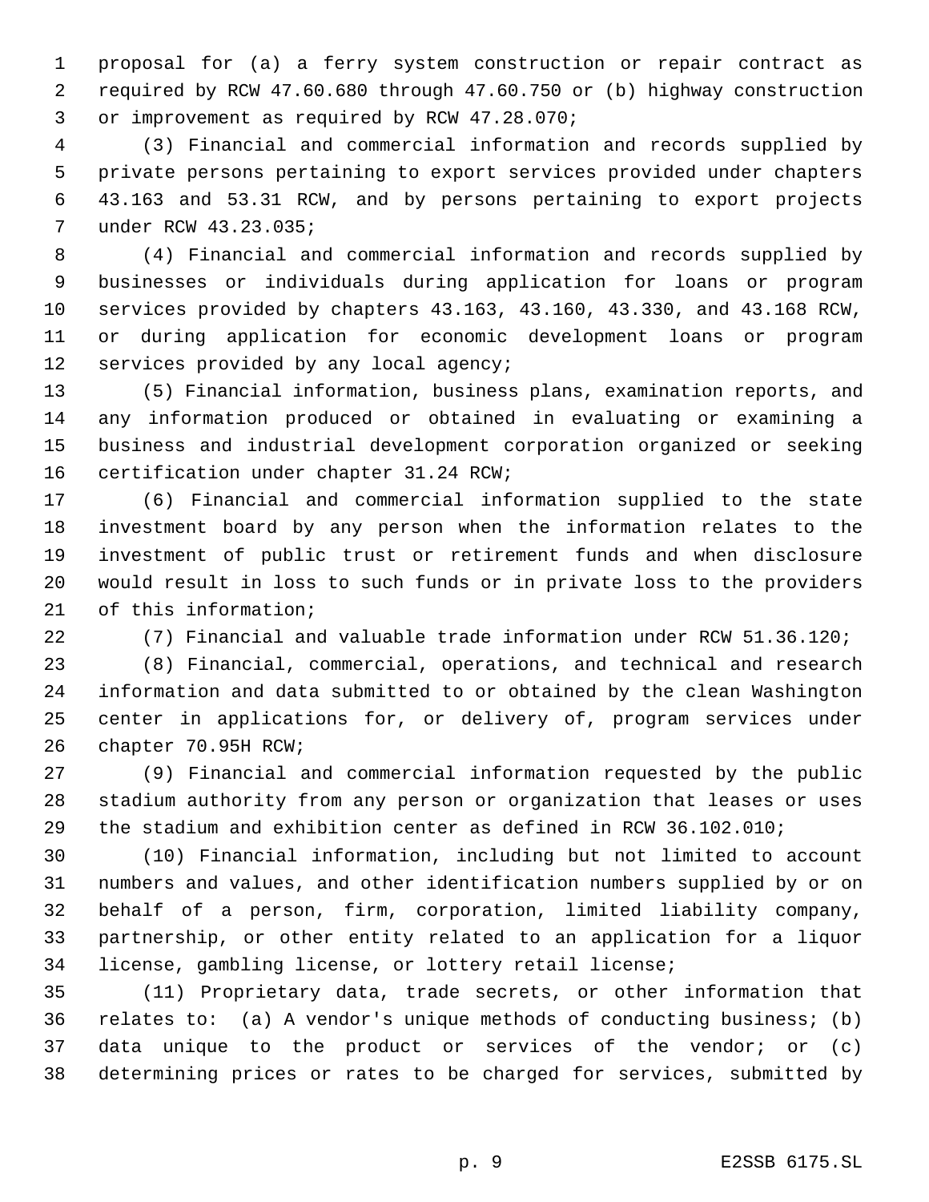proposal for (a) a ferry system construction or repair contract as required by RCW 47.60.680 through 47.60.750 or (b) highway construction or improvement as required by RCW 47.28.070;

(3) Financial and commercial information and records supplied by private persons pertaining to export services provided under chapters 43.163 and 53.31 RCW, and by persons pertaining to export projects under RCW 43.23.035;

(4) Financial and commercial information and records supplied by businesses or individuals during application for loans or program services provided by chapters 43.163, 43.160, 43.330, and 43.168 RCW, or during application for economic development loans or program services provided by any local agency;

(5) Financial information, business plans, examination reports, and any information produced or obtained in evaluating or examining a business and industrial development corporation organized or seeking certification under chapter 31.24 RCW;

(6) Financial and commercial information supplied to the state investment board by any person when the information relates to the investment of public trust or retirement funds and when disclosure would result in loss to such funds or in private loss to the providers of this information;

(7) Financial and valuable trade information under RCW 51.36.120;

(8) Financial, commercial, operations, and technical and research information and data submitted to or obtained by the clean Washington center in applications for, or delivery of, program services under chapter 70.95H RCW;

(9) Financial and commercial information requested by the public stadium authority from any person or organization that leases or uses the stadium and exhibition center as defined in RCW 36.102.010;

(10) Financial information, including but not limited to account numbers and values, and other identification numbers supplied by or on behalf of a person, firm, corporation, limited liability company, partnership, or other entity related to an application for a liquor license, gambling license, or lottery retail license;

(11) Proprietary data, trade secrets, or other information that relates to: (a) A vendor's unique methods of conducting business; (b) data unique to the product or services of the vendor; or (c) determining prices or rates to be charged for services, submitted by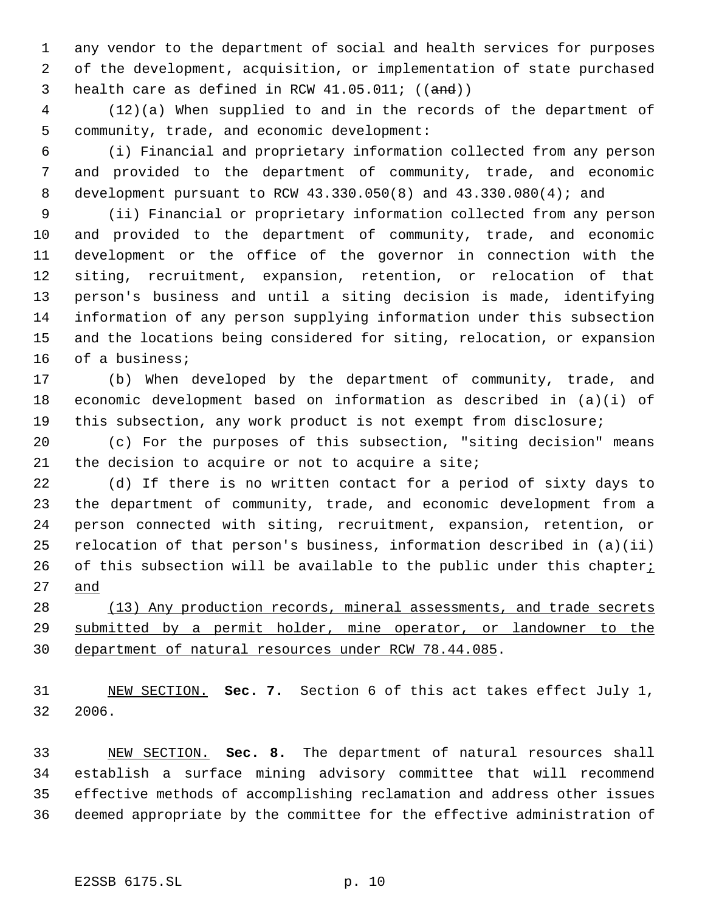any vendor to the department of social and health services for purposes of the development, acquisition, or implementation of state purchased health care as defined in RCW 41.05.011; ((~~and~~))

(12)(a) When supplied to and in the records of the department of community, trade, and economic development:

(i) Financial and proprietary information collected from any person and provided to the department of community, trade, and economic development pursuant to RCW 43.330.050(8) and 43.330.080(4); and

(ii) Financial or proprietary information collected from any person and provided to the department of community, trade, and economic development or the office of the governor in connection with the siting, recruitment, expansion, retention, or relocation of that person's business and until a siting decision is made, identifying information of any person supplying information under this subsection and the locations being considered for siting, relocation, or expansion of a business;

(b) When developed by the department of community, trade, and economic development based on information as described in (a)(i) of this subsection, any work product is not exempt from disclosure;

(c) For the purposes of this subsection, "siting decision" means the decision to acquire or not to acquire a site;

(d) If there is no written contact for a period of sixty days to the department of community, trade, and economic development from a person connected with siting, recruitment, expansion, retention, or relocation of that person's business, information described in (a)(ii) of this subsection will be available to the public under this chapter<u>; and</u>

<u>(13) Any production records, mineral assessments, and trade secrets submitted by a permit holder, mine operator, or landowner to the department of natural resources under RCW 78.44.085</u>.

<u>NEW SECTION.</u> **Sec. 7.** Section 6 of this act takes effect July 1, 2006.

<u>NEW SECTION.</u> **Sec. 8.** The department of natural resources shall establish a surface mining advisory committee that will recommend effective methods of accomplishing reclamation and address other issues deemed appropriate by the committee for the effective administration of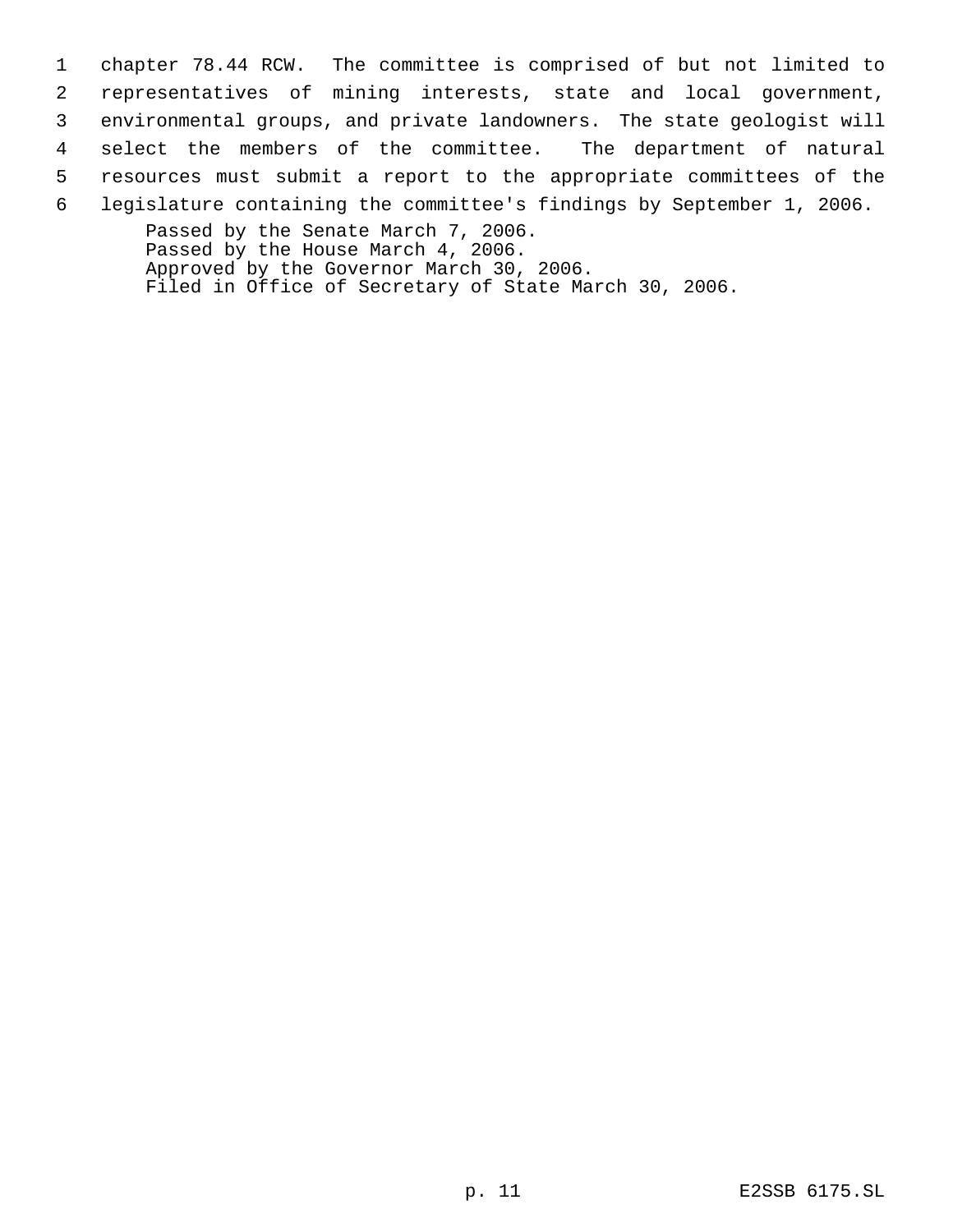chapter 78.44 RCW. The committee is comprised of but not limited to representatives of mining interests, state and local government, environmental groups, and private landowners. The state geologist will select the members of the committee. The department of natural resources must submit a report to the appropriate committees of the legislature containing the committee's findings by September 1, 2006.

Passed by the Senate March 7, 2006.
Passed by the House March 4, 2006.
Approved by the Governor March 30, 2006.
Filed in Office of Secretary of State March 30, 2006.